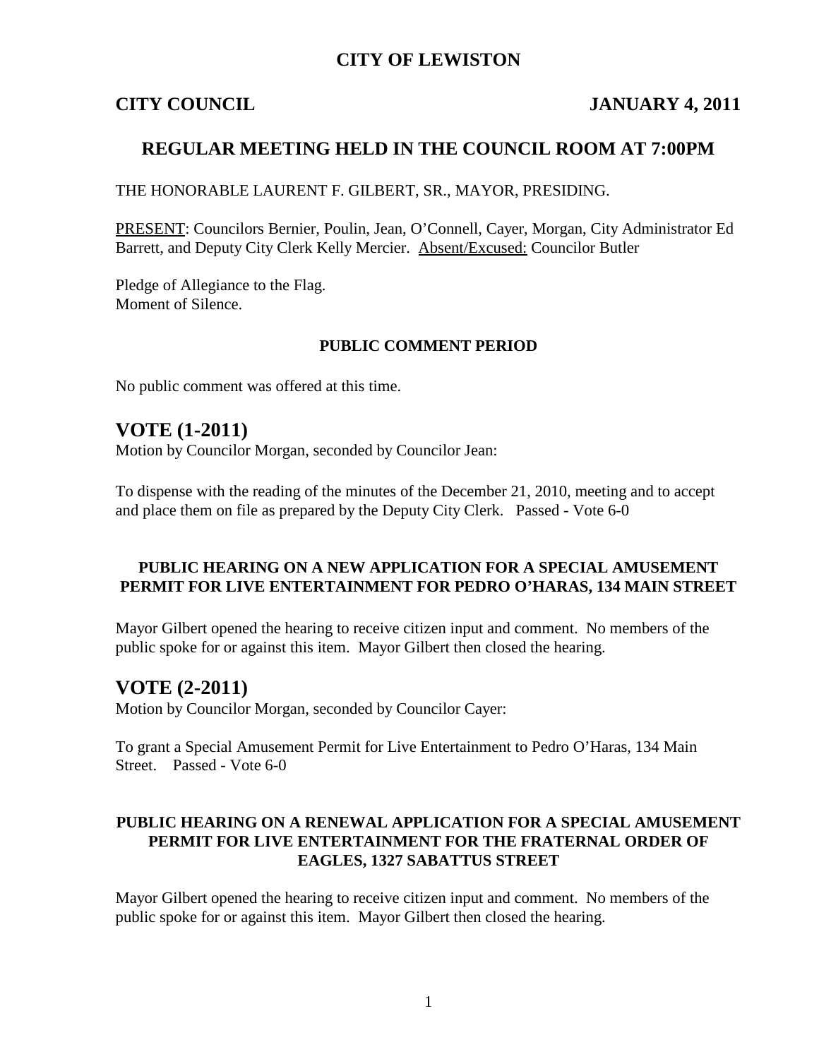# CITY OF LEWISTON

**CITY COUNCIL** **JANUARY 4, 2011**

## REGULAR MEETING HELD IN THE COUNCIL ROOM AT 7:00PM

THE HONORABLE LAURENT F. GILBERT, SR., MAYOR, PRESIDING.

PRESENT: Councilors Bernier, Poulin, Jean, O'Connell, Cayer, Morgan, City Administrator Ed Barrett, and Deputy City Clerk Kelly Mercier. Absent/Excused: Councilor Butler

Pledge of Allegiance to the Flag.
Moment of Silence.

### PUBLIC COMMENT PERIOD

No public comment was offered at this time.

## VOTE (1-2011)

Motion by Councilor Morgan, seconded by Councilor Jean:

To dispense with the reading of the minutes of the December 21, 2010, meeting and to accept and place them on file as prepared by the Deputy City Clerk. Passed - Vote 6-0

### PUBLIC HEARING ON A NEW APPLICATION FOR A SPECIAL AMUSEMENT PERMIT FOR LIVE ENTERTAINMENT FOR PEDRO O'HARAS, 134 MAIN STREET

Mayor Gilbert opened the hearing to receive citizen input and comment. No members of the public spoke for or against this item. Mayor Gilbert then closed the hearing.

## VOTE (2-2011)

Motion by Councilor Morgan, seconded by Councilor Cayer:

To grant a Special Amusement Permit for Live Entertainment to Pedro O'Haras, 134 Main Street. Passed - Vote 6-0

### PUBLIC HEARING ON A RENEWAL APPLICATION FOR A SPECIAL AMUSEMENT PERMIT FOR LIVE ENTERTAINMENT FOR THE FRATERNAL ORDER OF EAGLES, 1327 SABATTUS STREET

Mayor Gilbert opened the hearing to receive citizen input and comment. No members of the public spoke for or against this item. Mayor Gilbert then closed the hearing.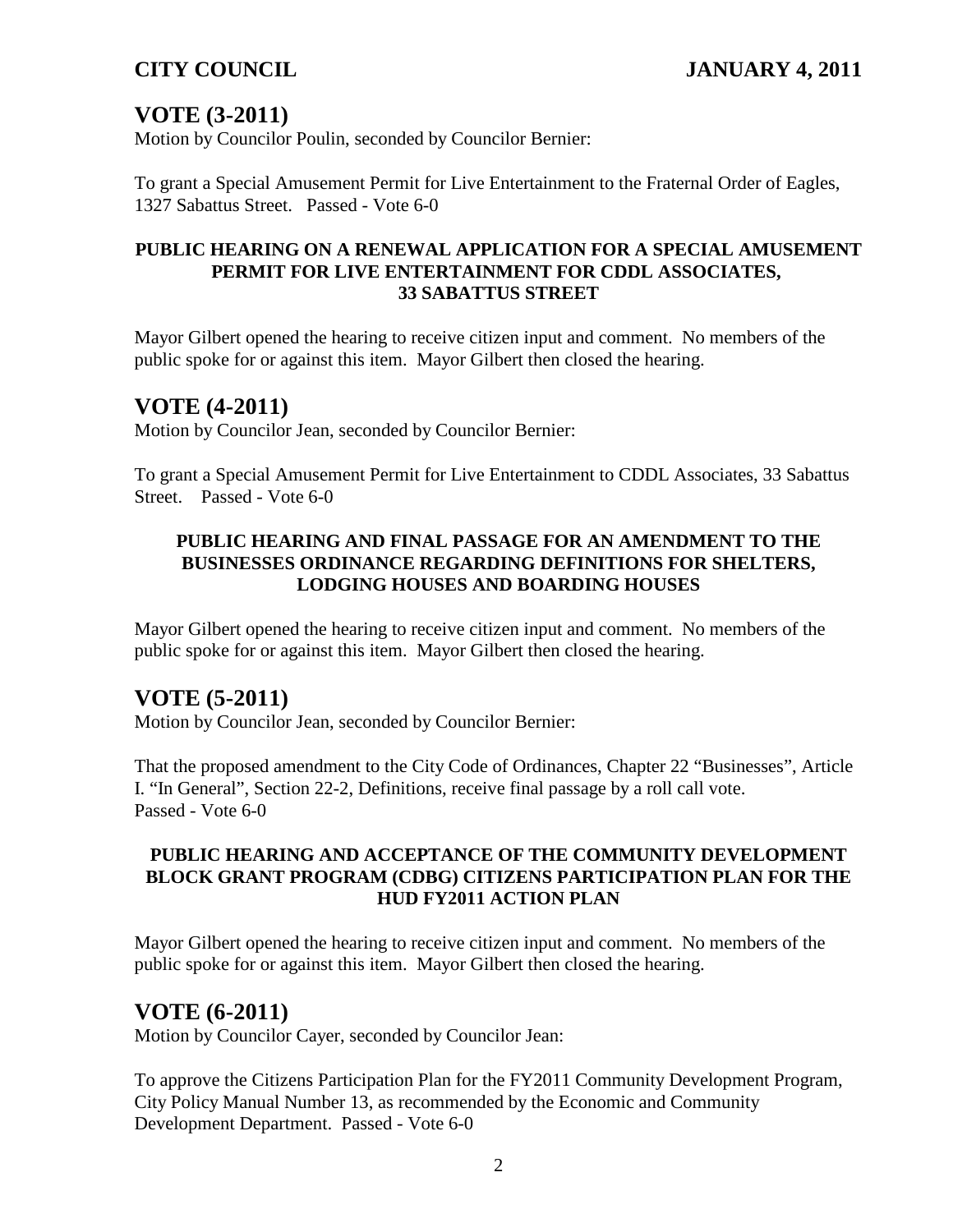## VOTE (3-2011)

Motion by Councilor Poulin, seconded by Councilor Bernier:

To grant a Special Amusement Permit for Live Entertainment to the Fraternal Order of Eagles, 1327 Sabattus Street. Passed - Vote 6-0

### PUBLIC HEARING ON A RENEWAL APPLICATION FOR A SPECIAL AMUSEMENT PERMIT FOR LIVE ENTERTAINMENT FOR CDDL ASSOCIATES, 33 SABATTUS STREET

Mayor Gilbert opened the hearing to receive citizen input and comment. No members of the public spoke for or against this item. Mayor Gilbert then closed the hearing.

## VOTE (4-2011)

Motion by Councilor Jean, seconded by Councilor Bernier:

To grant a Special Amusement Permit for Live Entertainment to CDDL Associates, 33 Sabattus Street. Passed - Vote 6-0

### PUBLIC HEARING AND FINAL PASSAGE FOR AN AMENDMENT TO THE BUSINESSES ORDINANCE REGARDING DEFINITIONS FOR SHELTERS, LODGING HOUSES AND BOARDING HOUSES

Mayor Gilbert opened the hearing to receive citizen input and comment. No members of the public spoke for or against this item. Mayor Gilbert then closed the hearing.

## VOTE (5-2011)

Motion by Councilor Jean, seconded by Councilor Bernier:

That the proposed amendment to the City Code of Ordinances, Chapter 22 "Businesses", Article I. "In General", Section 22-2, Definitions, receive final passage by a roll call vote. Passed - Vote 6-0

### PUBLIC HEARING AND ACCEPTANCE OF THE COMMUNITY DEVELOPMENT BLOCK GRANT PROGRAM (CDBG) CITIZENS PARTICIPATION PLAN FOR THE HUD FY2011 ACTION PLAN

Mayor Gilbert opened the hearing to receive citizen input and comment. No members of the public spoke for or against this item. Mayor Gilbert then closed the hearing.

## VOTE (6-2011)

Motion by Councilor Cayer, seconded by Councilor Jean:

To approve the Citizens Participation Plan for the FY2011 Community Development Program, City Policy Manual Number 13, as recommended by the Economic and Community Development Department. Passed - Vote 6-0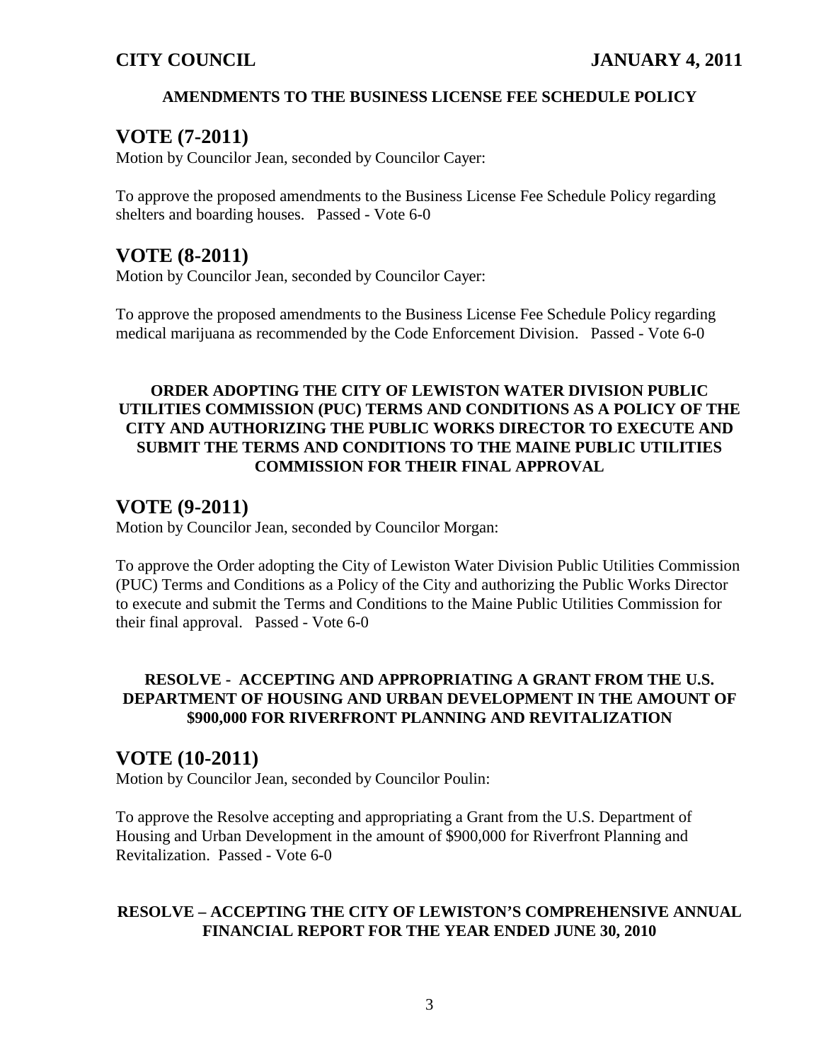**AMENDMENTS TO THE BUSINESS LICENSE FEE SCHEDULE POLICY**

## VOTE (7-2011)

Motion by Councilor Jean, seconded by Councilor Cayer:

To approve the proposed amendments to the Business License Fee Schedule Policy regarding shelters and boarding houses. Passed - Vote 6-0

## VOTE (8-2011)

Motion by Councilor Jean, seconded by Councilor Cayer:

To approve the proposed amendments to the Business License Fee Schedule Policy regarding medical marijuana as recommended by the Code Enforcement Division. Passed - Vote 6-0

**ORDER ADOPTING THE CITY OF LEWISTON WATER DIVISION PUBLIC UTILITIES COMMISSION (PUC) TERMS AND CONDITIONS AS A POLICY OF THE CITY AND AUTHORIZING THE PUBLIC WORKS DIRECTOR TO EXECUTE AND SUBMIT THE TERMS AND CONDITIONS TO THE MAINE PUBLIC UTILITIES COMMISSION FOR THEIR FINAL APPROVAL**

## VOTE (9-2011)

Motion by Councilor Jean, seconded by Councilor Morgan:

To approve the Order adopting the City of Lewiston Water Division Public Utilities Commission (PUC) Terms and Conditions as a Policy of the City and authorizing the Public Works Director to execute and submit the Terms and Conditions to the Maine Public Utilities Commission for their final approval. Passed - Vote 6-0

**RESOLVE - ACCEPTING AND APPROPRIATING A GRANT FROM THE U.S. DEPARTMENT OF HOUSING AND URBAN DEVELOPMENT IN THE AMOUNT OF $900,000 FOR RIVERFRONT PLANNING AND REVITALIZATION**

## VOTE (10-2011)

Motion by Councilor Jean, seconded by Councilor Poulin:

To approve the Resolve accepting and appropriating a Grant from the U.S. Department of Housing and Urban Development in the amount of $900,000 for Riverfront Planning and Revitalization. Passed - Vote 6-0

**RESOLVE – ACCEPTING THE CITY OF LEWISTON'S COMPREHENSIVE ANNUAL FINANCIAL REPORT FOR THE YEAR ENDED JUNE 30, 2010**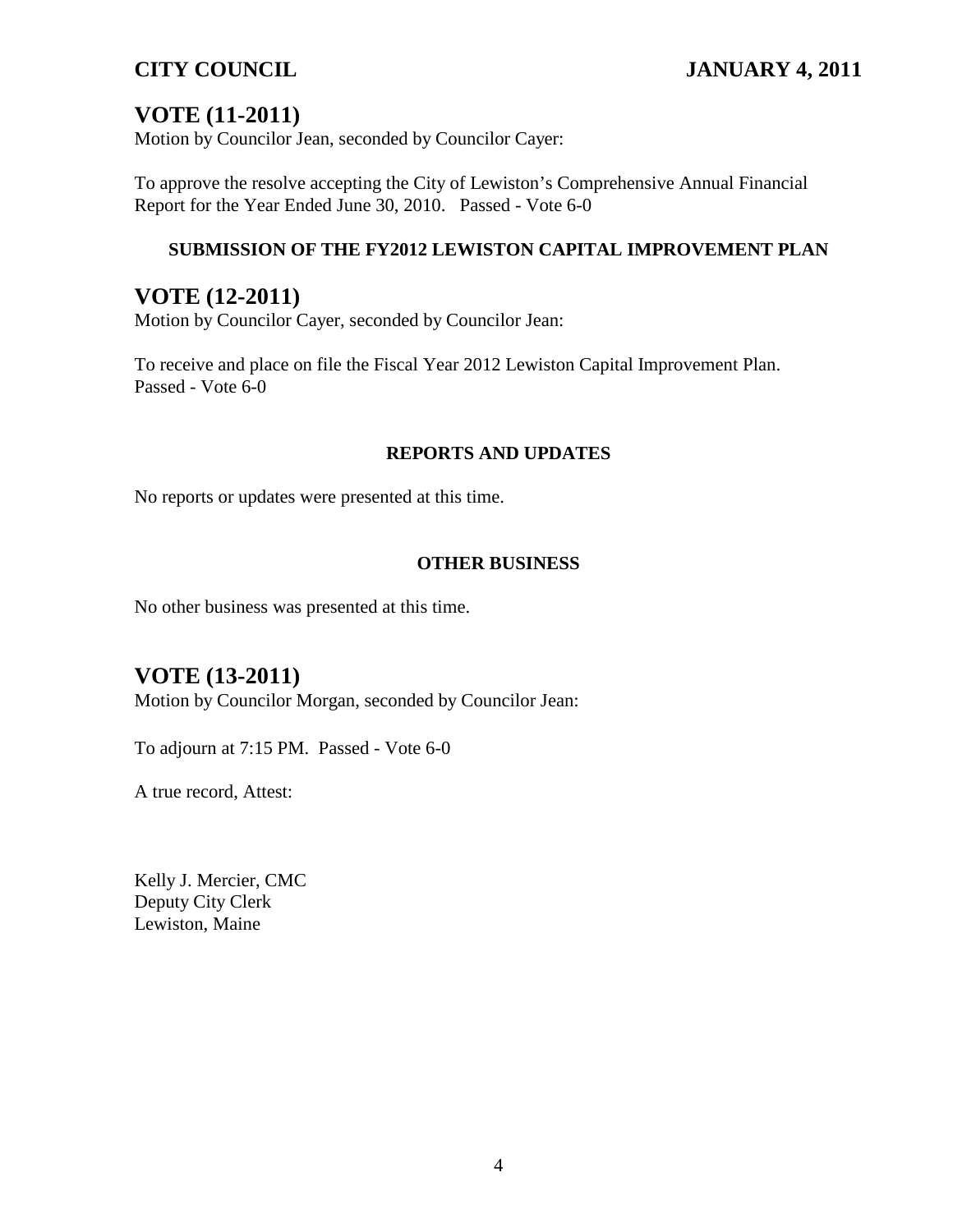## VOTE (11-2011)

Motion by Councilor Jean, seconded by Councilor Cayer:

To approve the resolve accepting the City of Lewiston's Comprehensive Annual Financial Report for the Year Ended June 30, 2010. Passed - Vote 6-0

**SUBMISSION OF THE FY2012 LEWISTON CAPITAL IMPROVEMENT PLAN**

## VOTE (12-2011)

Motion by Councilor Cayer, seconded by Councilor Jean:

To receive and place on file the Fiscal Year 2012 Lewiston Capital Improvement Plan. Passed - Vote 6-0

**REPORTS AND UPDATES**

No reports or updates were presented at this time.

**OTHER BUSINESS**

No other business was presented at this time.

## VOTE (13-2011)

Motion by Councilor Morgan, seconded by Councilor Jean:

To adjourn at 7:15 PM. Passed - Vote 6-0

A true record, Attest:

Kelly J. Mercier, CMC
Deputy City Clerk
Lewiston, Maine